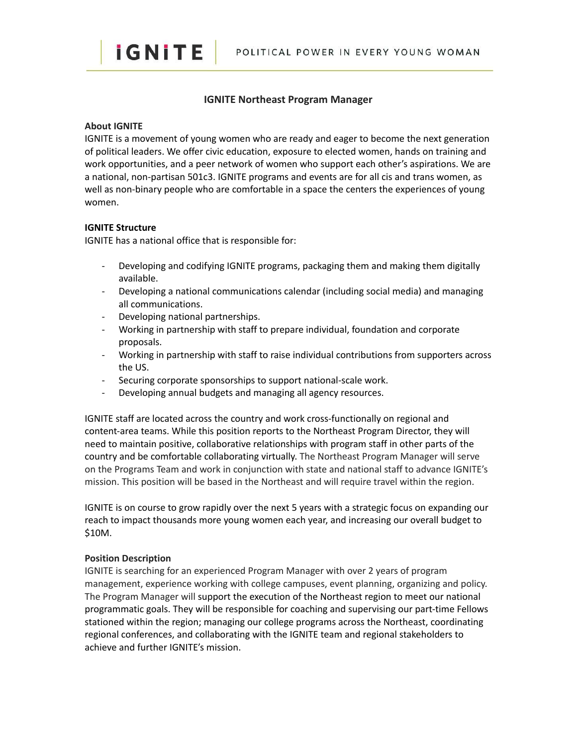# IGNITE Northeast Program Manager

**About IGNITE**

IGNITE is a movement of young women who are ready and eager to become the next generation of political leaders. We offer civic education, exposure to elected women, hands on training and work opportunities, and a peer network of women who support each other's aspirations. We are a national, non-partisan 501c3. IGNITE programs and events are for all cis and trans women, as well as non-binary people who are comfortable in a space the centers the experiences of young women.

**IGNITE Structure**

IGNITE has a national office that is responsible for:

- Developing and codifying IGNITE programs, packaging them and making them digitally available.
- Developing a national communications calendar (including social media) and managing all communications.
- Developing national partnerships.
- Working in partnership with staff to prepare individual, foundation and corporate proposals.
- Working in partnership with staff to raise individual contributions from supporters across the US.
- Securing corporate sponsorships to support national-scale work.
- Developing annual budgets and managing all agency resources.

IGNITE staff are located across the country and work cross-functionally on regional and content-area teams. While this position reports to the Northeast Program Director, they will need to maintain positive, collaborative relationships with program staff in other parts of the country and be comfortable collaborating virtually. The Northeast Program Manager will serve on the Programs Team and work in conjunction with state and national staff to advance IGNITE's mission. This position will be based in the Northeast and will require travel within the region.

IGNITE is on course to grow rapidly over the next 5 years with a strategic focus on expanding our reach to impact thousands more young women each year, and increasing our overall budget to $10M.

**Position Description**

IGNITE is searching for an experienced Program Manager with over 2 years of program management, experience working with college campuses, event planning, organizing and policy. The Program Manager will support the execution of the Northeast region to meet our national programmatic goals. They will be responsible for coaching and supervising our part-time Fellows stationed within the region; managing our college programs across the Northeast, coordinating regional conferences, and collaborating with the IGNITE team and regional stakeholders to achieve and further IGNITE's mission.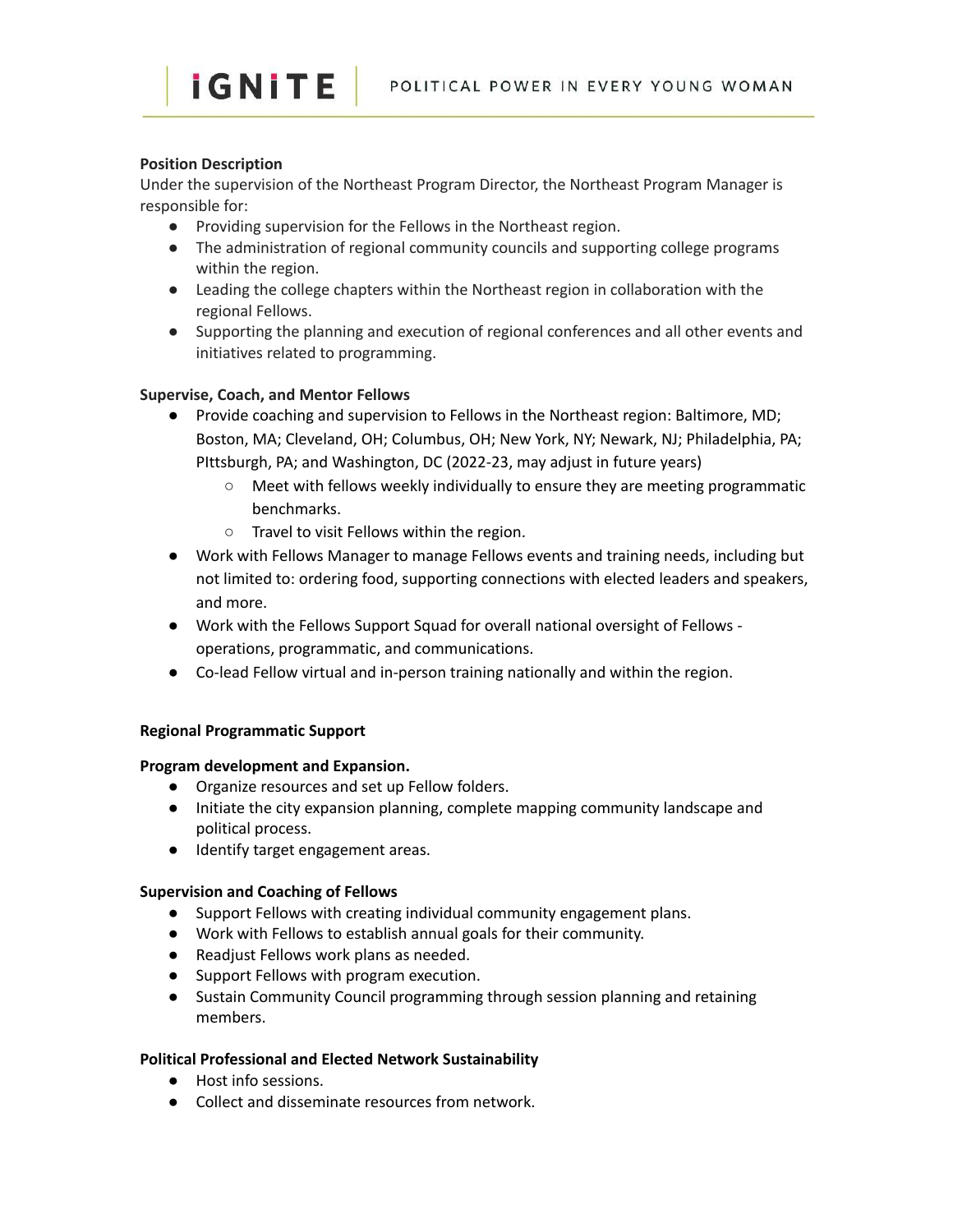**Position Description**

Under the supervision of the Northeast Program Director, the Northeast Program Manager is responsible for:

- Providing supervision for the Fellows in the Northeast region.
- The administration of regional community councils and supporting college programs within the region.
- Leading the college chapters within the Northeast region in collaboration with the regional Fellows.
- Supporting the planning and execution of regional conferences and all other events and initiatives related to programming.

**Supervise, Coach, and Mentor Fellows**

- Provide coaching and supervision to Fellows in the Northeast region: Baltimore, MD; Boston, MA; Cleveland, OH; Columbus, OH; New York, NY; Newark, NJ; Philadelphia, PA; PIttsburgh, PA; and Washington, DC (2022-23, may adjust in future years)
    - Meet with fellows weekly individually to ensure they are meeting programmatic benchmarks.
    - Travel to visit Fellows within the region.
- Work with Fellows Manager to manage Fellows events and training needs, including but not limited to: ordering food, supporting connections with elected leaders and speakers, and more.
- Work with the Fellows Support Squad for overall national oversight of Fellows - operations, programmatic, and communications.
- Co-lead Fellow virtual and in-person training nationally and within the region.

**Regional Programmatic Support**

**Program development and Expansion.**

- Organize resources and set up Fellow folders.
- Initiate the city expansion planning, complete mapping community landscape and political process.
- Identify target engagement areas.

**Supervision and Coaching of Fellows**

- Support Fellows with creating individual community engagement plans.
- Work with Fellows to establish annual goals for their community.
- Readjust Fellows work plans as needed.
- Support Fellows with program execution.
- Sustain Community Council programming through session planning and retaining members.

**Political Professional and Elected Network Sustainability**

- Host info sessions.
- Collect and disseminate resources from network.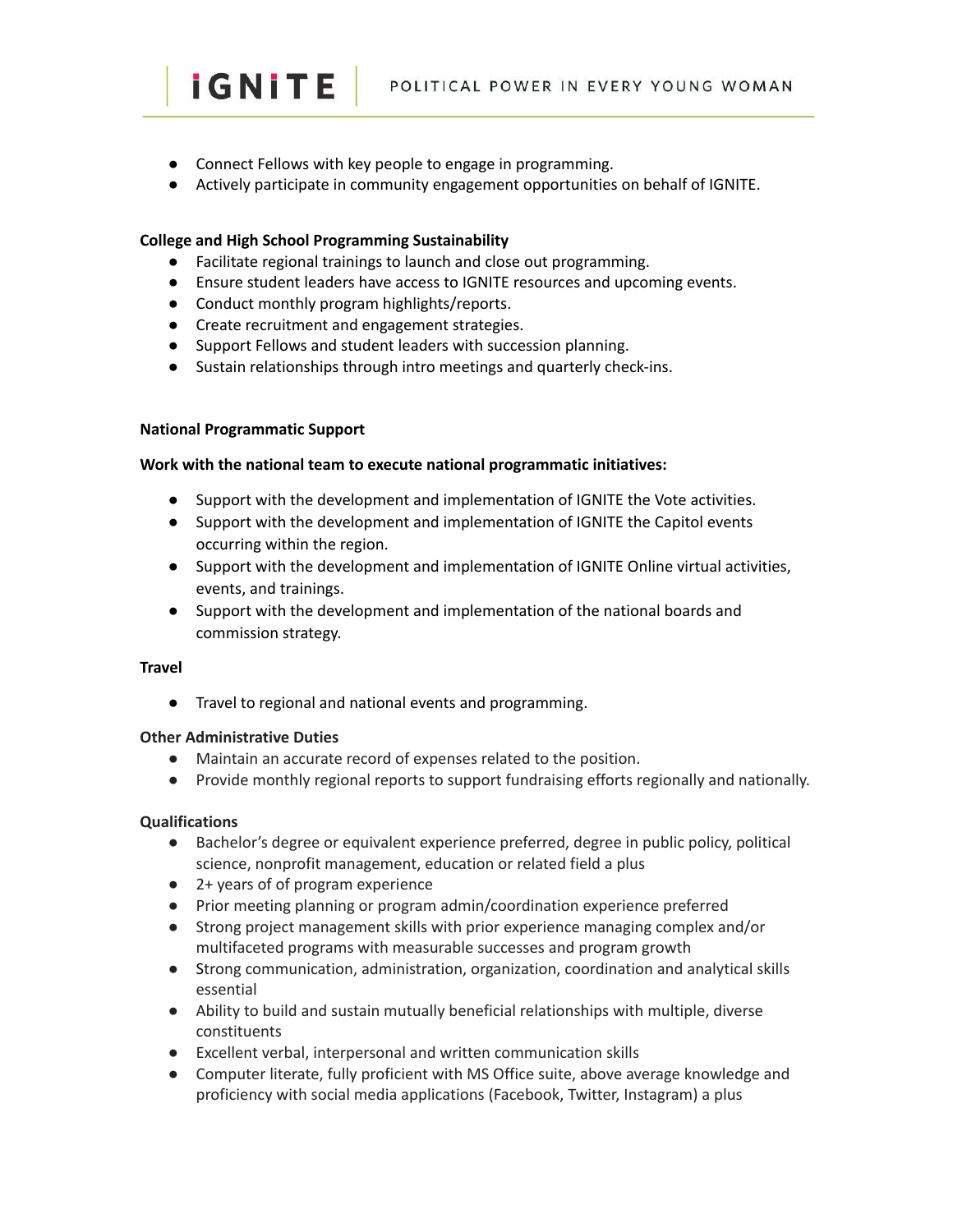- Connect Fellows with key people to engage in programming.
- Actively participate in community engagement opportunities on behalf of IGNITE.

**College and High School Programming Sustainability**

- Facilitate regional trainings to launch and close out programming.
- Ensure student leaders have access to IGNITE resources and upcoming events.
- Conduct monthly program highlights/reports.
- Create recruitment and engagement strategies.
- Support Fellows and student leaders with succession planning.
- Sustain relationships through intro meetings and quarterly check-ins.

**National Programmatic Support**

**Work with the national team to execute national programmatic initiatives:**

- Support with the development and implementation of IGNITE the Vote activities.
- Support with the development and implementation of IGNITE the Capitol events occurring within the region.
- Support with the development and implementation of IGNITE Online virtual activities, events, and trainings.
- Support with the development and implementation of the national boards and commission strategy.

**Travel**

- Travel to regional and national events and programming.

**Other Administrative Duties**

- Maintain an accurate record of expenses related to the position.
- Provide monthly regional reports to support fundraising efforts regionally and nationally.

**Qualifications**

- Bachelor's degree or equivalent experience preferred, degree in public policy, political science, nonprofit management, education or related field a plus
- 2+ years of of program experience
- Prior meeting planning or program admin/coordination experience preferred
- Strong project management skills with prior experience managing complex and/or multifaceted programs with measurable successes and program growth
- Strong communication, administration, organization, coordination and analytical skills essential
- Ability to build and sustain mutually beneficial relationships with multiple, diverse constituents
- Excellent verbal, interpersonal and written communication skills
- Computer literate, fully proficient with MS Office suite, above average knowledge and proficiency with social media applications (Facebook, Twitter, Instagram) a plus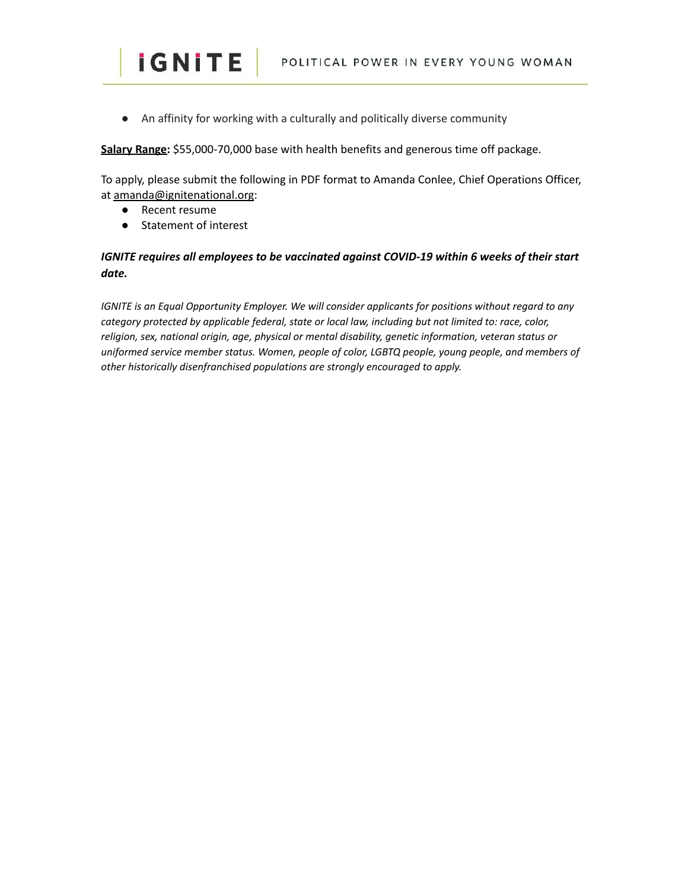- An affinity for working with a culturally and politically diverse community

**Salary Range:** $55,000-70,000 base with health benefits and generous time off package.

To apply, please submit the following in PDF format to Amanda Conlee, Chief Operations Officer, at amanda@ignitenational.org:

- Recent resume
- Statement of interest

***IGNITE requires all employees to be vaccinated against COVID-19 within 6 weeks of their start date.***

*IGNITE is an Equal Opportunity Employer. We will consider applicants for positions without regard to any category protected by applicable federal, state or local law, including but not limited to: race, color, religion, sex, national origin, age, physical or mental disability, genetic information, veteran status or uniformed service member status. Women, people of color, LGBTQ people, young people, and members of other historically disenfranchised populations are strongly encouraged to apply.*